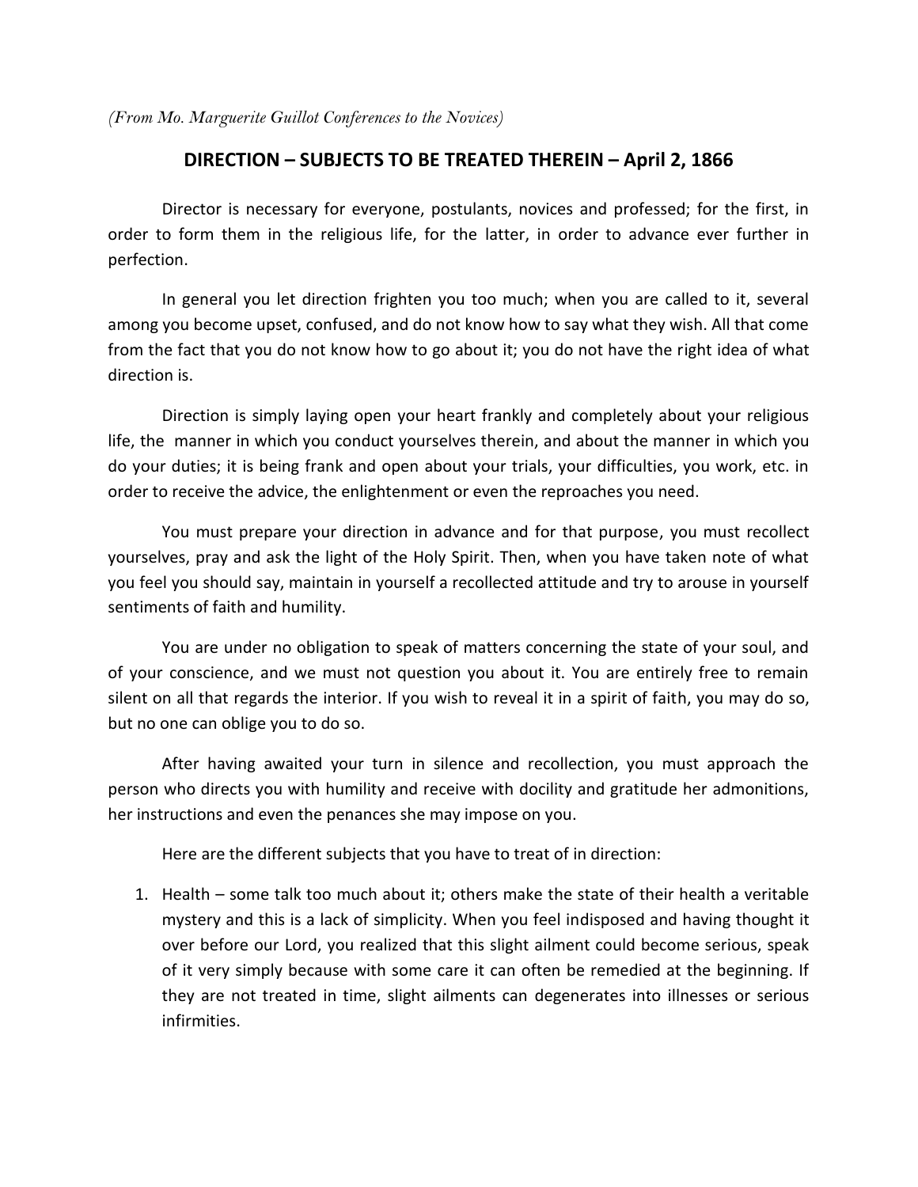*(From Mo. Marguerite Guillot Conferences to the Novices)*

## DIRECTION – SUBJECTS TO BE TREATED THEREIN – April 2, 1866

Director is necessary for everyone, postulants, novices and professed; for the first, in order to form them in the religious life, for the latter, in order to advance ever further in perfection.

In general you let direction frighten you too much; when you are called to it, several among you become upset, confused, and do not know how to say what they wish. All that come from the fact that you do not know how to go about it; you do not have the right idea of what direction is.

Direction is simply laying open your heart frankly and completely about your religious life, the manner in which you conduct yourselves therein, and about the manner in which you do your duties; it is being frank and open about your trials, your difficulties, you work, etc. in order to receive the advice, the enlightenment or even the reproaches you need.

You must prepare your direction in advance and for that purpose, you must recollect yourselves, pray and ask the light of the Holy Spirit. Then, when you have taken note of what you feel you should say, maintain in yourself a recollected attitude and try to arouse in yourself sentiments of faith and humility.

You are under no obligation to speak of matters concerning the state of your soul, and of your conscience, and we must not question you about it. You are entirely free to remain silent on all that regards the interior. If you wish to reveal it in a spirit of faith, you may do so, but no one can oblige you to do so.

After having awaited your turn in silence and recollection, you must approach the person who directs you with humility and receive with docility and gratitude her admonitions, her instructions and even the penances she may impose on you.

Here are the different subjects that you have to treat of in direction:

1. Health – some talk too much about it; others make the state of their health a veritable mystery and this is a lack of simplicity. When you feel indisposed and having thought it over before our Lord, you realized that this slight ailment could become serious, speak of it very simply because with some care it can often be remedied at the beginning. If they are not treated in time, slight ailments can degenerates into illnesses or serious infirmities.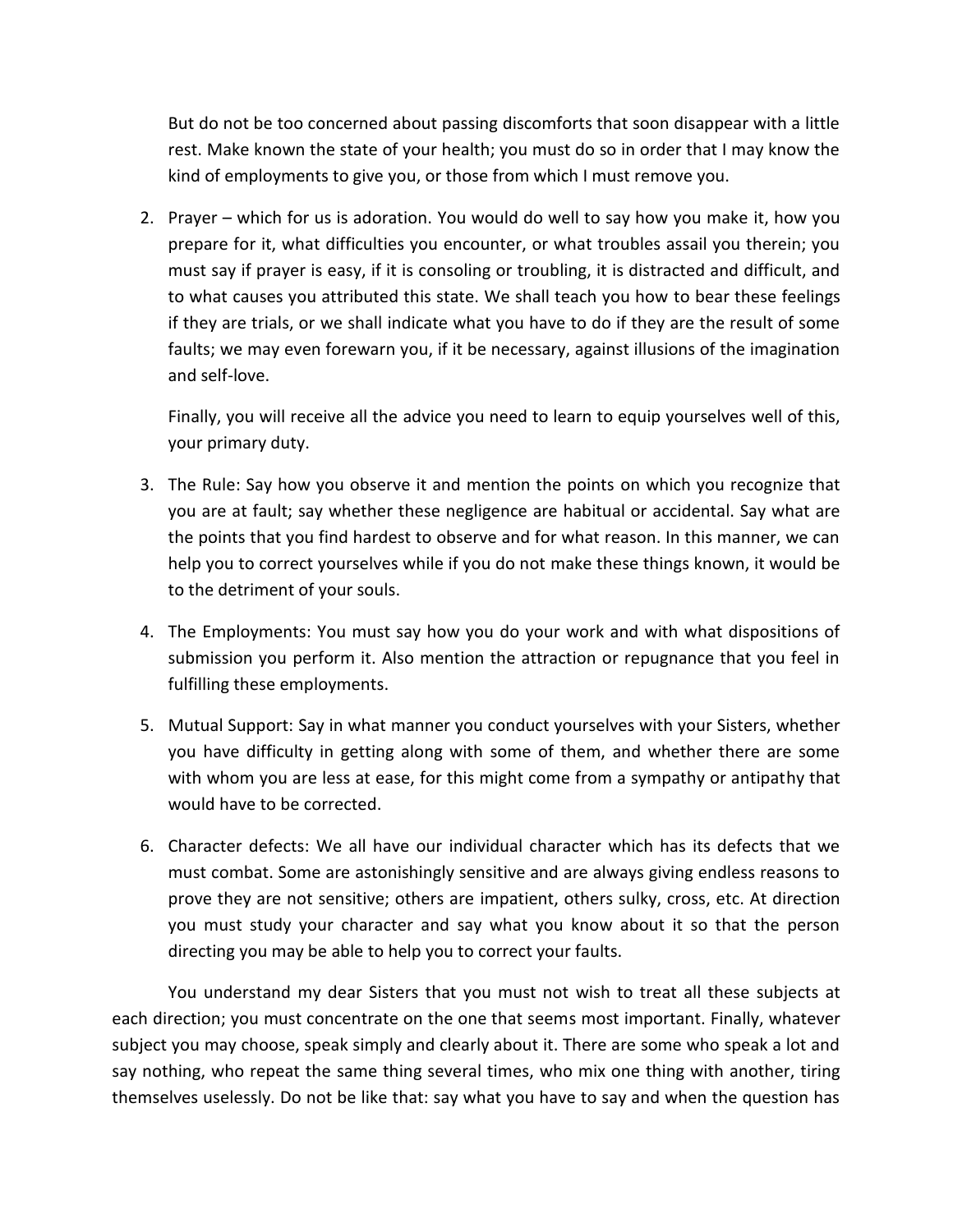But do not be too concerned about passing discomforts that soon disappear with a little rest. Make known the state of your health; you must do so in order that I may know the kind of employments to give you, or those from which I must remove you.

2. Prayer – which for us is adoration. You would do well to say how you make it, how you prepare for it, what difficulties you encounter, or what troubles assail you therein; you must say if prayer is easy, if it is consoling or troubling, it is distracted and difficult, and to what causes you attributed this state. We shall teach you how to bear these feelings if they are trials, or we shall indicate what you have to do if they are the result of some faults; we may even forewarn you, if it be necessary, against illusions of the imagination and self-love.

   Finally, you will receive all the advice you need to learn to equip yourselves well of this, your primary duty.

3. The Rule: Say how you observe it and mention the points on which you recognize that you are at fault; say whether these negligence are habitual or accidental. Say what are the points that you find hardest to observe and for what reason. In this manner, we can help you to correct yourselves while if you do not make these things known, it would be to the detriment of your souls.

4. The Employments: You must say how you do your work and with what dispositions of submission you perform it. Also mention the attraction or repugnance that you feel in fulfilling these employments.

5. Mutual Support: Say in what manner you conduct yourselves with your Sisters, whether you have difficulty in getting along with some of them, and whether there are some with whom you are less at ease, for this might come from a sympathy or antipathy that would have to be corrected.

6. Character defects: We all have our individual character which has its defects that we must combat. Some are astonishingly sensitive and are always giving endless reasons to prove they are not sensitive; others are impatient, others sulky, cross, etc. At direction you must study your character and say what you know about it so that the person directing you may be able to help you to correct your faults.

You understand my dear Sisters that you must not wish to treat all these subjects at each direction; you must concentrate on the one that seems most important. Finally, whatever subject you may choose, speak simply and clearly about it. There are some who speak a lot and say nothing, who repeat the same thing several times, who mix one thing with another, tiring themselves uselessly. Do not be like that: say what you have to say and when the question has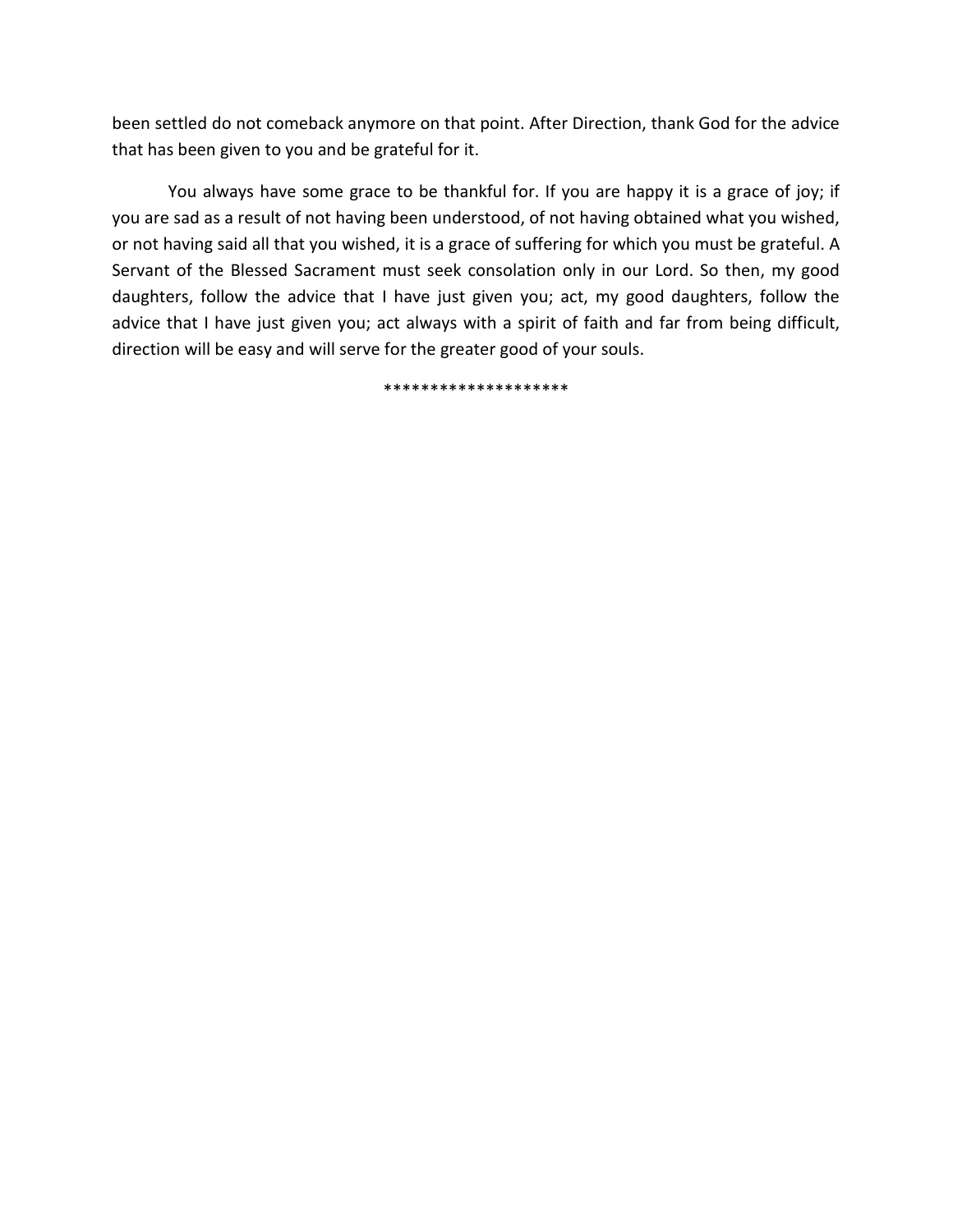been settled do not comeback anymore on that point. After Direction, thank God for the advice that has been given to you and be grateful for it.

You always have some grace to be thankful for. If you are happy it is a grace of joy; if you are sad as a result of not having been understood, of not having obtained what you wished, or not having said all that you wished, it is a grace of suffering for which you must be grateful. A Servant of the Blessed Sacrament must seek consolation only in our Lord. So then, my good daughters, follow the advice that I have just given you; act, my good daughters, follow the advice that I have just given you; act always with a spirit of faith and far from being difficult, direction will be easy and will serve for the greater good of your souls.

********************